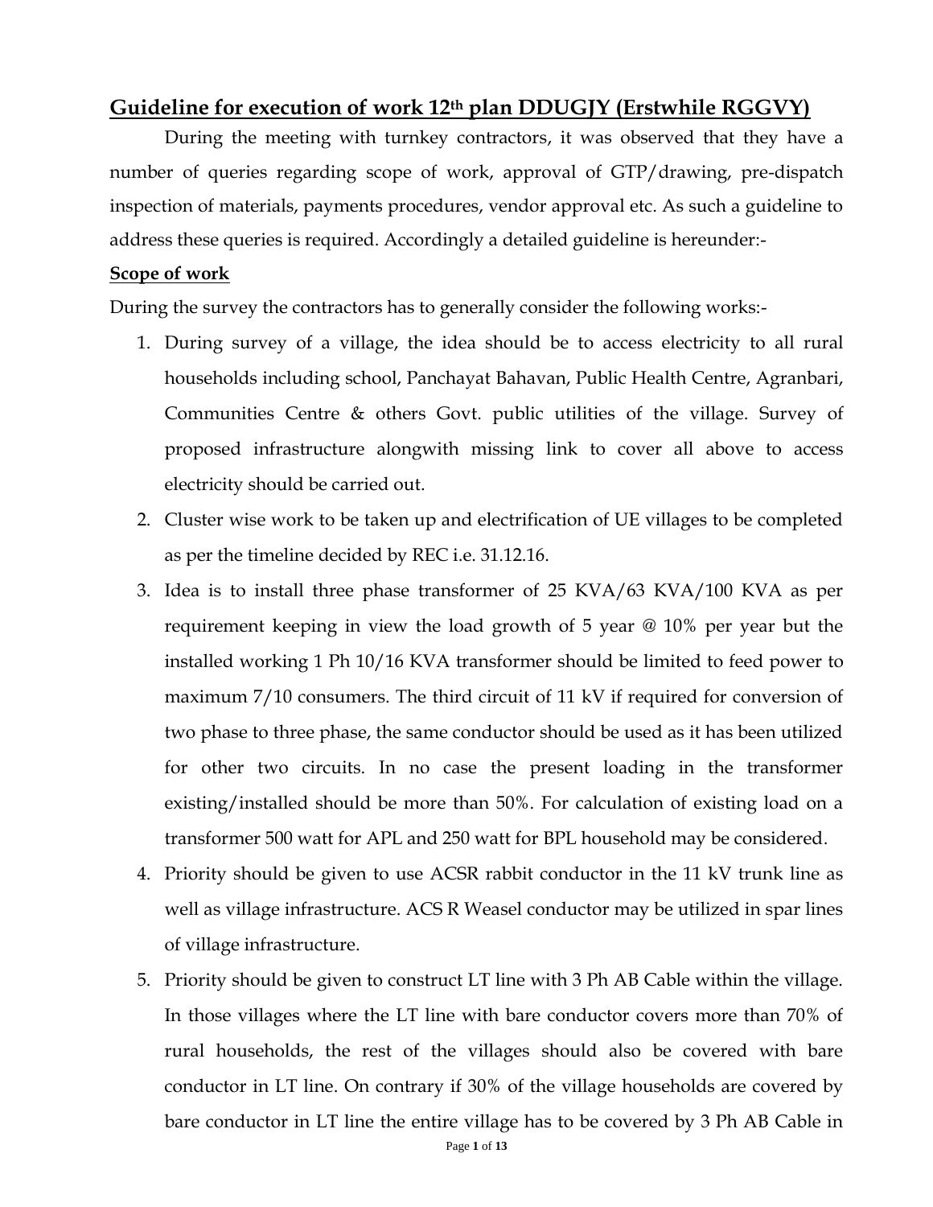# Guideline for execution of work 12th plan DDUGJY (Erstwhile RGGVY)

During the meeting with turnkey contractors, it was observed that they have a number of queries regarding scope of work, approval of GTP/drawing, pre-dispatch inspection of materials, payments procedures, vendor approval etc. As such a guideline to address these queries is required. Accordingly a detailed guideline is hereunder:-

**Scope of work**

During the survey the contractors has to generally consider the following works:-

1. During survey of a village, the idea should be to access electricity to all rural households including school, Panchayat Bahavan, Public Health Centre, Agranbari, Communities Centre & others Govt. public utilities of the village. Survey of proposed infrastructure alongwith missing link to cover all above to access electricity should be carried out.
2. Cluster wise work to be taken up and electrification of UE villages to be completed as per the timeline decided by REC i.e. 31.12.16.
3. Idea is to install three phase transformer of 25 KVA/63 KVA/100 KVA as per requirement keeping in view the load growth of 5 year @ 10% per year but the installed working 1 Ph 10/16 KVA transformer should be limited to feed power to maximum 7/10 consumers. The third circuit of 11 kV if required for conversion of two phase to three phase, the same conductor should be used as it has been utilized for other two circuits. In no case the present loading in the transformer existing/installed should be more than 50%. For calculation of existing load on a transformer 500 watt for APL and 250 watt for BPL household may be considered.
4. Priority should be given to use ACSR rabbit conductor in the 11 kV trunk line as well as village infrastructure. ACS R Weasel conductor may be utilized in spar lines of village infrastructure.
5. Priority should be given to construct LT line with 3 Ph AB Cable within the village. In those villages where the LT line with bare conductor covers more than 70% of rural households, the rest of the villages should also be covered with bare conductor in LT line. On contrary if 30% of the village households are covered by bare conductor in LT line the entire village has to be covered by 3 Ph AB Cable in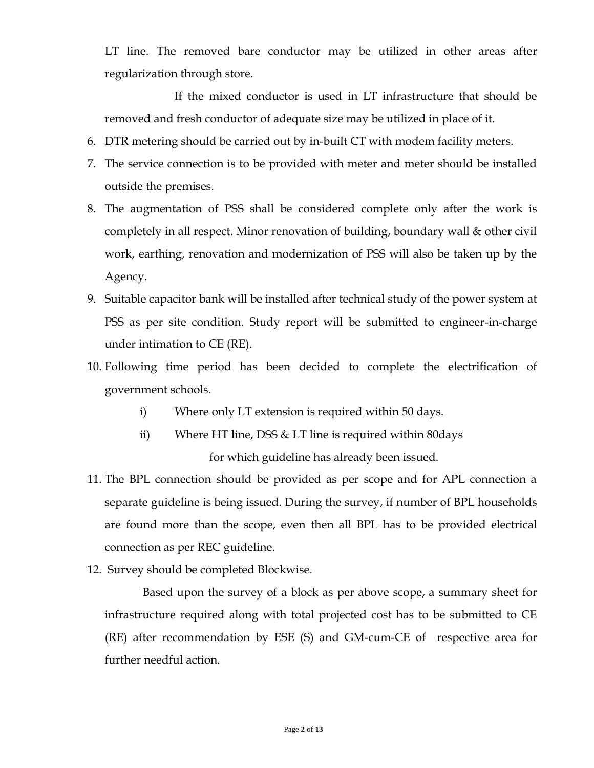LT line. The removed bare conductor may be utilized in other areas after regularization through store.

If the mixed conductor is used in LT infrastructure that should be removed and fresh conductor of adequate size may be utilized in place of it.

6. DTR metering should be carried out by in-built CT with modem facility meters.
7. The service connection is to be provided with meter and meter should be installed outside the premises.
8. The augmentation of PSS shall be considered complete only after the work is completely in all respect. Minor renovation of building, boundary wall & other civil work, earthing, renovation and modernization of PSS will also be taken up by the Agency.
9. Suitable capacitor bank will be installed after technical study of the power system at PSS as per site condition. Study report will be submitted to engineer-in-charge under intimation to CE (RE).
10. Following time period has been decided to complete the electrification of government schools.
    i) Where only LT extension is required within 50 days.
    ii) Where HT line, DSS & LT line is required within 80days

    for which guideline has already been issued.
11. The BPL connection should be provided as per scope and for APL connection a separate guideline is being issued. During the survey, if number of BPL households are found more than the scope, even then all BPL has to be provided electrical connection as per REC guideline.
12. Survey should be completed Blockwise.

    Based upon the survey of a block as per above scope, a summary sheet for infrastructure required along with total projected cost has to be submitted to CE (RE) after recommendation by ESE (S) and GM-cum-CE of respective area for further needful action.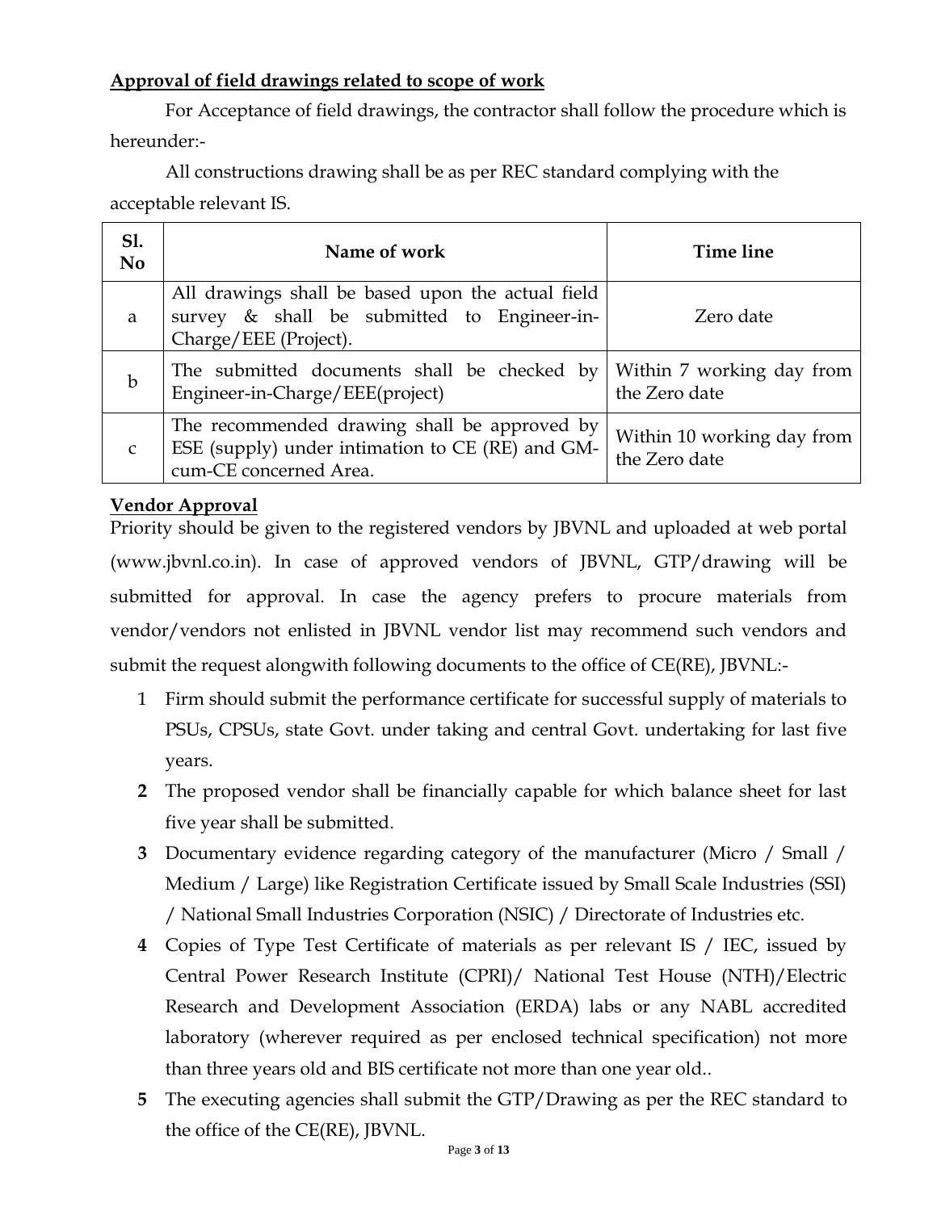**Approval of field drawings related to scope of work**

For Acceptance of field drawings, the contractor shall follow the procedure which is hereunder:-

All constructions drawing shall be as per REC standard complying with the acceptable relevant IS.

| Sl. No | Name of work | Time line |
|---|---|---|
| a | All drawings shall be based upon the actual field survey & shall be submitted to Engineer-in-Charge/EEE (Project). | Zero date |
| b | The submitted documents shall be checked by Engineer-in-Charge/EEE(project) | Within 7 working day from the Zero date |
| c | The recommended drawing shall be approved by ESE (supply) under intimation to CE (RE) and GM-cum-CE concerned Area. | Within 10 working day from the Zero date |

**Vendor Approval**

Priority should be given to the registered vendors by JBVNL and uploaded at web portal (www.jbvnl.co.in). In case of approved vendors of JBVNL, GTP/drawing will be submitted for approval. In case the agency prefers to procure materials from vendor/vendors not enlisted in JBVNL vendor list may recommend such vendors and submit the request alongwith following documents to the office of CE(RE), JBVNL:-

1. Firm should submit the performance certificate for successful supply of materials to PSUs, CPSUs, state Govt. under taking and central Govt. undertaking for last five years.
2. The proposed vendor shall be financially capable for which balance sheet for last five year shall be submitted.
3. Documentary evidence regarding category of the manufacturer (Micro / Small / Medium / Large) like Registration Certificate issued by Small Scale Industries (SSI) / National Small Industries Corporation (NSIC) / Directorate of Industries etc.
4. Copies of Type Test Certificate of materials as per relevant IS / IEC, issued by Central Power Research Institute (CPRI)/ National Test House (NTH)/Electric Research and Development Association (ERDA) labs or any NABL accredited laboratory (wherever required as per enclosed technical specification) not more than three years old and BIS certificate not more than one year old..
5. The executing agencies shall submit the GTP/Drawing as per the REC standard to the office of the CE(RE), JBVNL.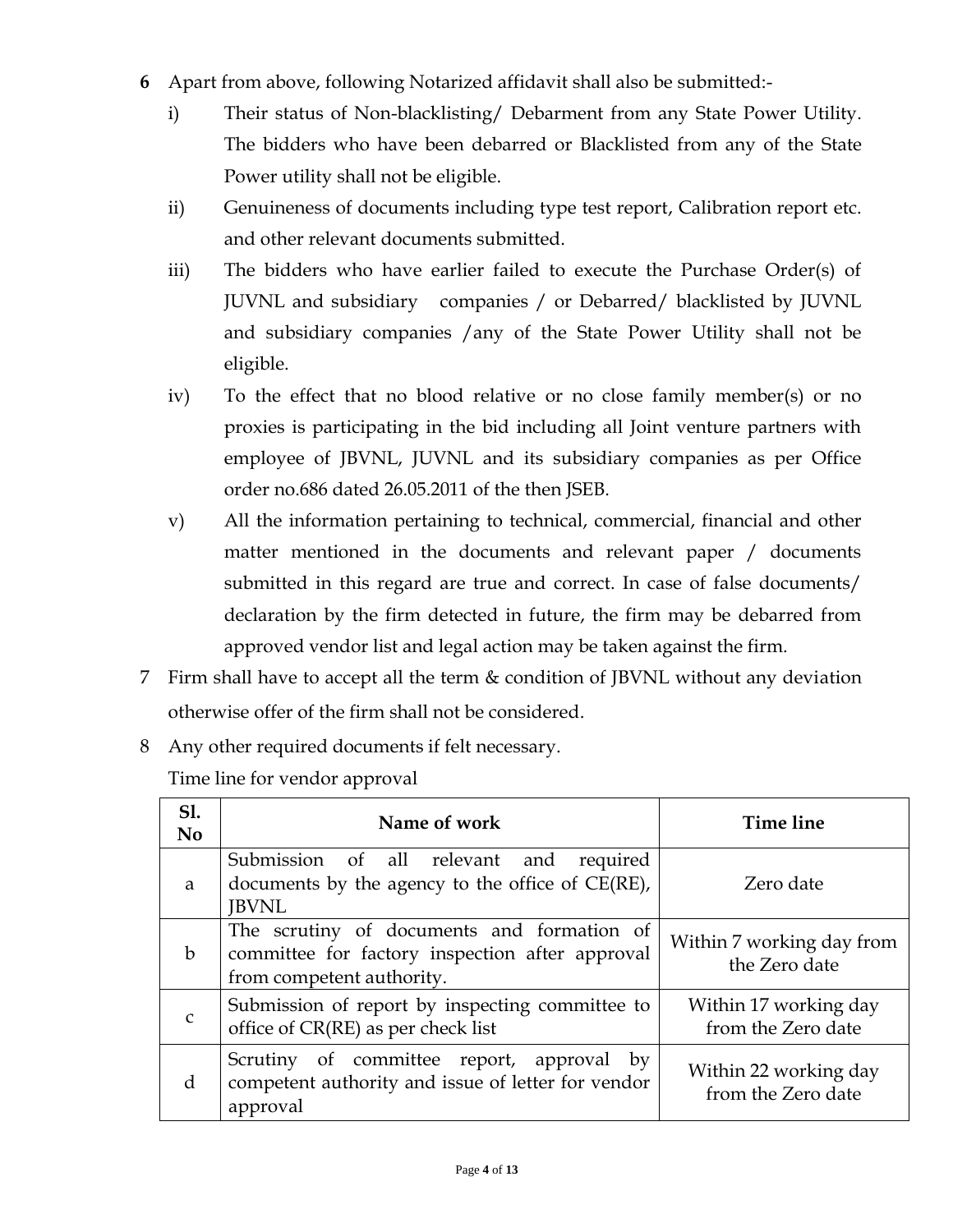**6** Apart from above, following Notarized affidavit shall also be submitted:-

i) Their status of Non-blacklisting/ Debarment from any State Power Utility. The bidders who have been debarred or Blacklisted from any of the State Power utility shall not be eligible.

ii) Genuineness of documents including type test report, Calibration report etc. and other relevant documents submitted.

iii) The bidders who have earlier failed to execute the Purchase Order(s) of JUVNL and subsidiary companies / or Debarred/ blacklisted by JUVNL and subsidiary companies /any of the State Power Utility shall not be eligible.

iv) To the effect that no blood relative or no close family member(s) or no proxies is participating in the bid including all Joint venture partners with employee of JBVNL, JUVNL and its subsidiary companies as per Office order no.686 dated 26.05.2011 of the then JSEB.

v) All the information pertaining to technical, commercial, financial and other matter mentioned in the documents and relevant paper / documents submitted in this regard are true and correct. In case of false documents/ declaration by the firm detected in future, the firm may be debarred from approved vendor list and legal action may be taken against the firm.

7 Firm shall have to accept all the term & condition of JBVNL without any deviation otherwise offer of the firm shall not be considered.

8 Any other required documents if felt necessary.

Time line for vendor approval

| Sl. No | Name of work | Time line |
|---|---|---|
| a | Submission of all relevant and required documents by the agency to the office of CE(RE), JBVNL | Zero date |
| b | The scrutiny of documents and formation of committee for factory inspection after approval from competent authority. | Within 7 working day from the Zero date |
| c | Submission of report by inspecting committee to office of CR(RE) as per check list | Within 17 working day from the Zero date |
| d | Scrutiny of committee report, approval by competent authority and issue of letter for vendor approval | Within 22 working day from the Zero date |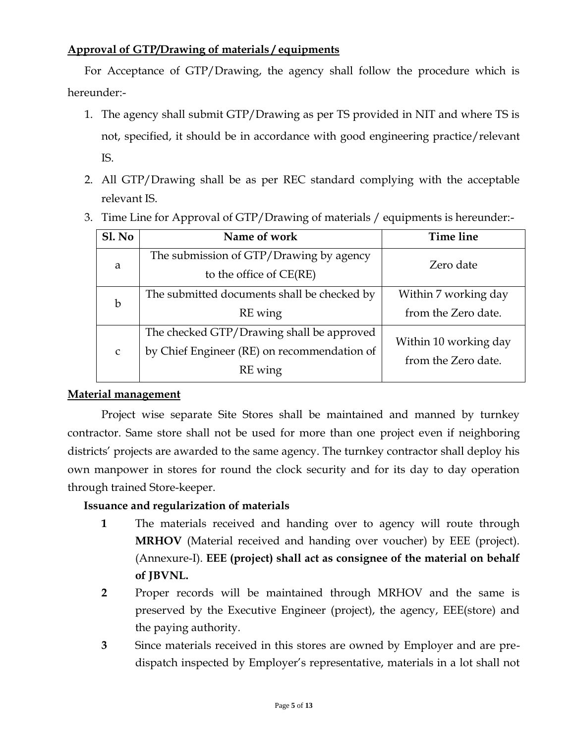## Approval of GTP/Drawing of materials / equipments

For Acceptance of GTP/Drawing, the agency shall follow the procedure which is hereunder:-

1. The agency shall submit GTP/Drawing as per TS provided in NIT and where TS is not, specified, it should be in accordance with good engineering practice/relevant IS.
2. All GTP/Drawing shall be as per REC standard complying with the acceptable relevant IS.
3. Time Line for Approval of GTP/Drawing of materials / equipments is hereunder:-

| Sl. No | Name of work | Time line |
|---|---|---|
| a | The submission of GTP/Drawing by agency to the office of CE(RE) | Zero date |
| b | The submitted documents shall be checked by RE wing | Within 7 working day from the Zero date. |
| c | The checked GTP/Drawing shall be approved by Chief Engineer (RE) on recommendation of RE wing | Within 10 working day from the Zero date. |

## Material management

Project wise separate Site Stores shall be maintained and manned by turnkey contractor. Same store shall not be used for more than one project even if neighboring districts' projects are awarded to the same agency. The turnkey contractor shall deploy his own manpower in stores for round the clock security and for its day to day operation through trained Store-keeper.

### Issuance and regularization of materials

1. The materials received and handing over to agency will route through **MRHOV** (Material received and handing over voucher) by EEE (project). (Annexure-I). **EEE (project) shall act as consignee of the material on behalf of JBVNL.**
2. Proper records will be maintained through MRHOV and the same is preserved by the Executive Engineer (project), the agency, EEE(store) and the paying authority.
3. Since materials received in this stores are owned by Employer and are pre-dispatch inspected by Employer's representative, materials in a lot shall not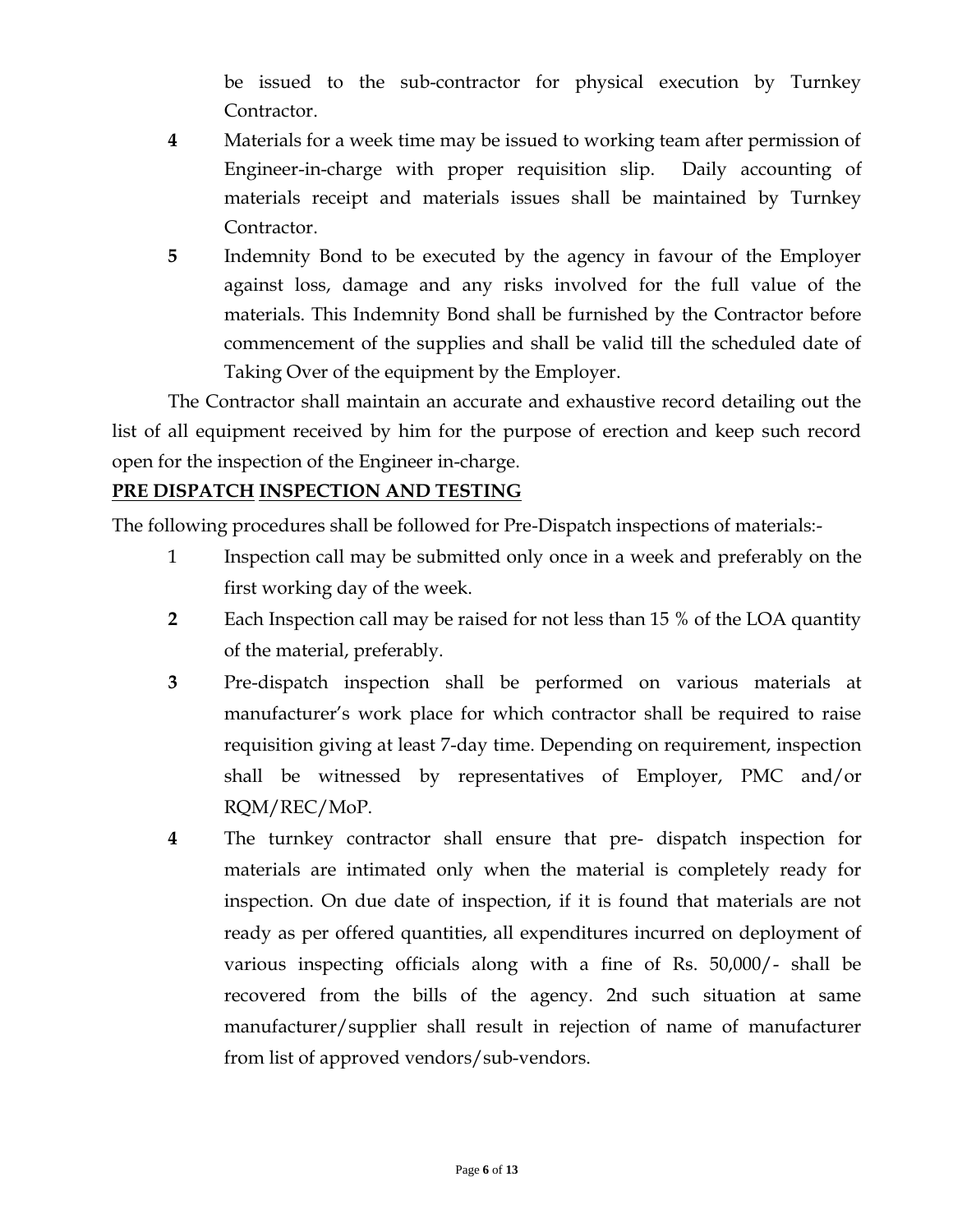be issued to the sub-contractor for physical execution by Turnkey Contractor.

**4** Materials for a week time may be issued to working team after permission of Engineer-in-charge with proper requisition slip. Daily accounting of materials receipt and materials issues shall be maintained by Turnkey Contractor.

**5** Indemnity Bond to be executed by the agency in favour of the Employer against loss, damage and any risks involved for the full value of the materials. This Indemnity Bond shall be furnished by the Contractor before commencement of the supplies and shall be valid till the scheduled date of Taking Over of the equipment by the Employer.

The Contractor shall maintain an accurate and exhaustive record detailing out the list of all equipment received by him for the purpose of erection and keep such record open for the inspection of the Engineer in-charge.

**PRE DISPATCH INSPECTION AND TESTING**

The following procedures shall be followed for Pre-Dispatch inspections of materials:-

1 Inspection call may be submitted only once in a week and preferably on the first working day of the week.

**2** Each Inspection call may be raised for not less than 15 % of the LOA quantity of the material, preferably.

**3** Pre-dispatch inspection shall be performed on various materials at manufacturer's work place for which contractor shall be required to raise requisition giving at least 7-day time. Depending on requirement, inspection shall be witnessed by representatives of Employer, PMC and/or RQM/REC/MoP.

**4** The turnkey contractor shall ensure that pre- dispatch inspection for materials are intimated only when the material is completely ready for inspection. On due date of inspection, if it is found that materials are not ready as per offered quantities, all expenditures incurred on deployment of various inspecting officials along with a fine of Rs. 50,000/- shall be recovered from the bills of the agency. 2nd such situation at same manufacturer/supplier shall result in rejection of name of manufacturer from list of approved vendors/sub-vendors.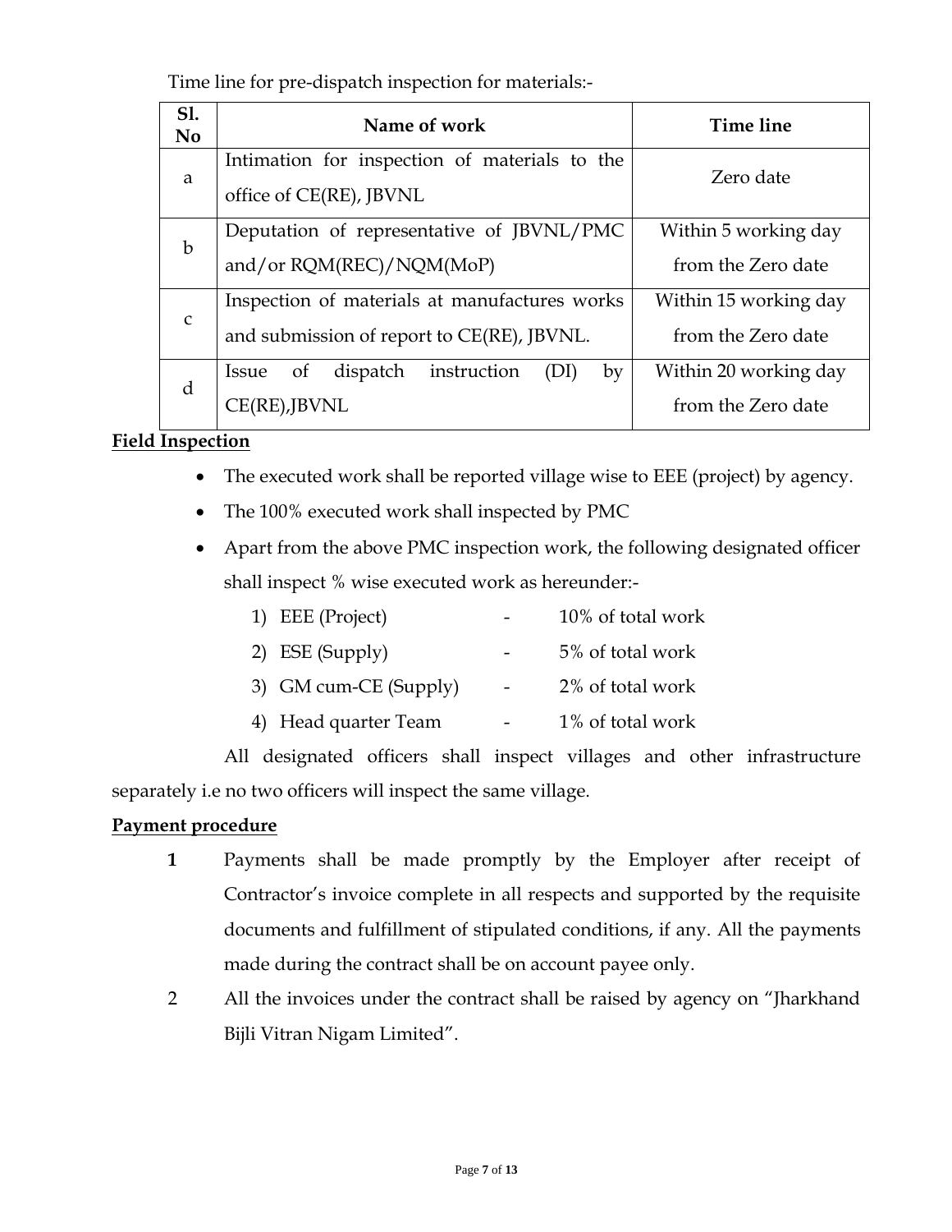Time line for pre-dispatch inspection for materials:-

| Sl. No | Name of work | Time line |
|---|---|---|
| a | Intimation for inspection of materials to the office of CE(RE), JBVNL | Zero date |
| b | Deputation of representative of JBVNL/PMC and/or RQM(REC)/NQM(MoP) | Within 5 working day from the Zero date |
| c | Inspection of materials at manufactures works and submission of report to CE(RE), JBVNL. | Within 15 working day from the Zero date |
| d | Issue of dispatch instruction (DI) by CE(RE),JBVNL | Within 20 working day from the Zero date |

**Field Inspection**

- The executed work shall be reported village wise to EEE (project) by agency.
- The 100% executed work shall inspected by PMC
- Apart from the above PMC inspection work, the following designated officer shall inspect % wise executed work as hereunder:-
  1) EEE (Project) - 10% of total work
  2) ESE (Supply) - 5% of total work
  3) GM cum-CE (Supply) - 2% of total work
  4) Head quarter Team - 1% of total work

All designated officers shall inspect villages and other infrastructure separately i.e no two officers will inspect the same village.

**Payment procedure**

**1** Payments shall be made promptly by the Employer after receipt of Contractor's invoice complete in all respects and supported by the requisite documents and fulfillment of stipulated conditions, if any. All the payments made during the contract shall be on account payee only.

2 All the invoices under the contract shall be raised by agency on "Jharkhand Bijli Vitran Nigam Limited".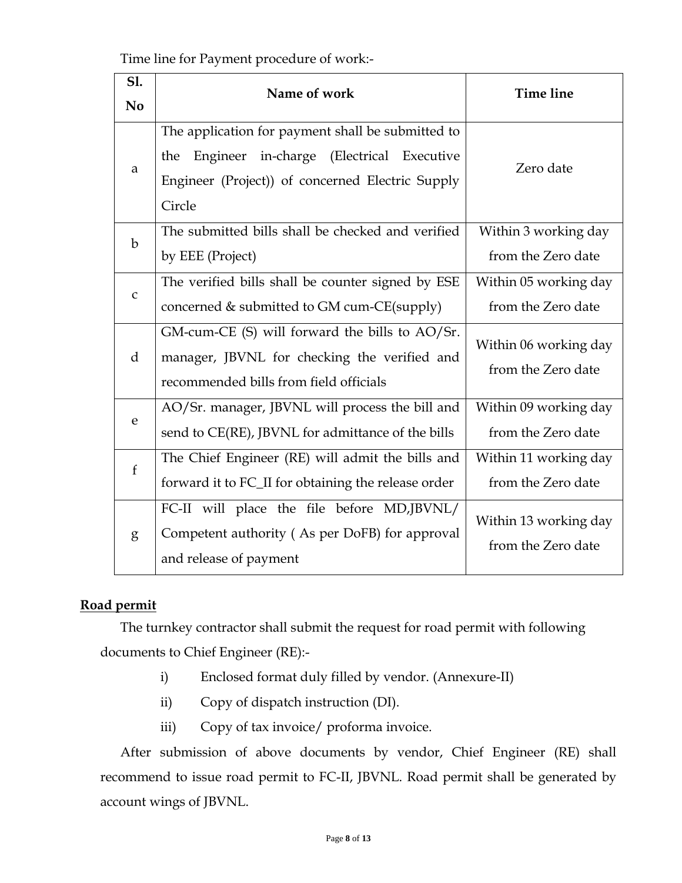Time line for Payment procedure of work:-

| Sl. No | Name of work | Time line |
|---|---|---|
| a | The application for payment shall be submitted to the Engineer in-charge (Electrical Executive Engineer (Project)) of concerned Electric Supply Circle | Zero date |
| b | The submitted bills shall be checked and verified by EEE (Project) | Within 3 working day from the Zero date |
| c | The verified bills shall be counter signed by ESE concerned & submitted to GM cum-CE(supply) | Within 05 working day from the Zero date |
| d | GM-cum-CE (S) will forward the bills to AO/Sr. manager, JBVNL for checking the verified and recommended bills from field officials | Within 06 working day from the Zero date |
| e | AO/Sr. manager, JBVNL will process the bill and send to CE(RE), JBVNL for admittance of the bills | Within 09 working day from the Zero date |
| f | The Chief Engineer (RE) will admit the bills and forward it to FC_II for obtaining the release order | Within 11 working day from the Zero date |
| g | FC-II will place the file before MD,JBVNL/ Competent authority ( As per DoFB) for approval and release of payment | Within 13 working day from the Zero date |

**Road permit**

The turnkey contractor shall submit the request for road permit with following documents to Chief Engineer (RE):-

i) Enclosed format duly filled by vendor. (Annexure-II)

ii) Copy of dispatch instruction (DI).

iii) Copy of tax invoice/ proforma invoice.

After submission of above documents by vendor, Chief Engineer (RE) shall recommend to issue road permit to FC-II, JBVNL. Road permit shall be generated by account wings of JBVNL.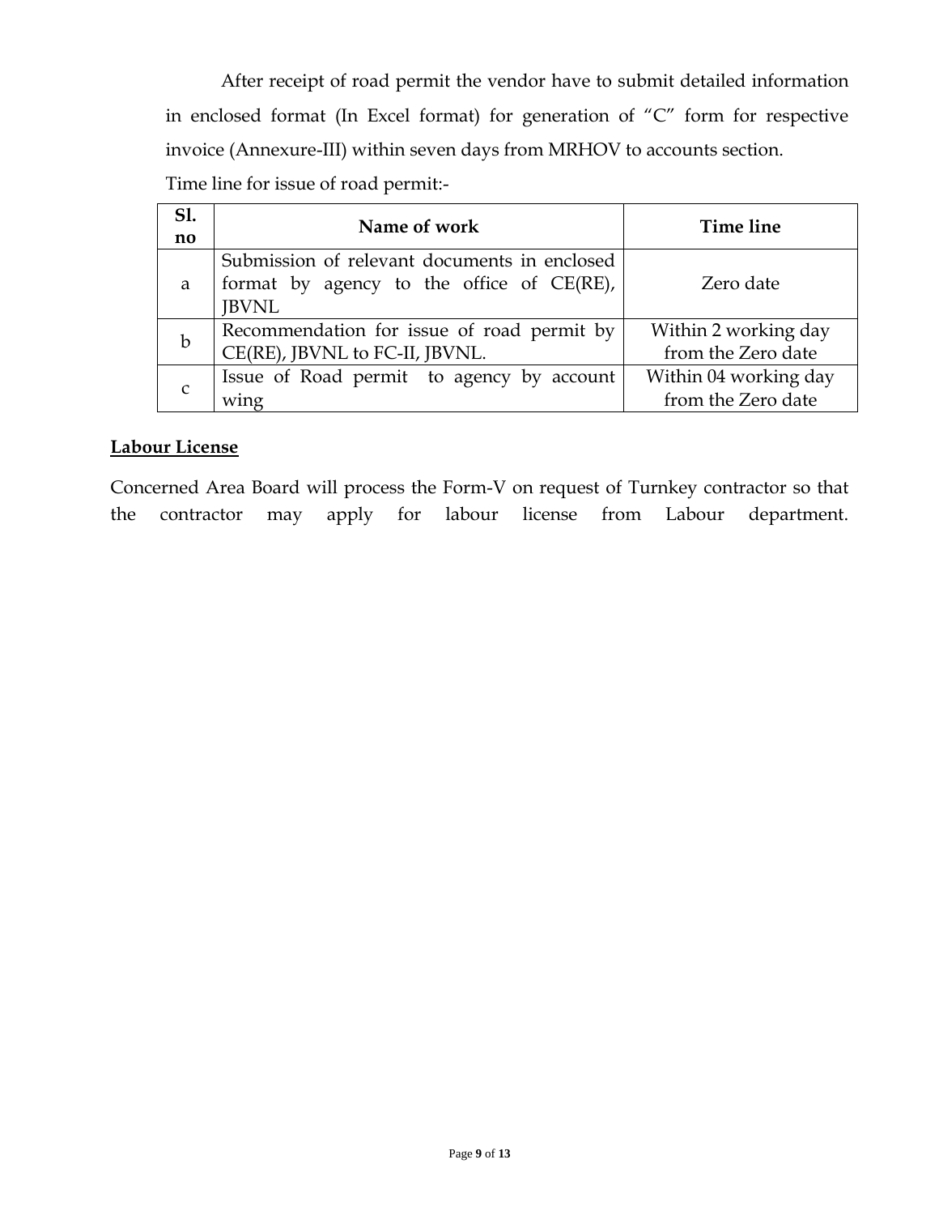After receipt of road permit the vendor have to submit detailed information in enclosed format (In Excel format) for generation of "C" form for respective invoice (Annexure-III) within seven days from MRHOV to accounts section.

Time line for issue of road permit:-

| Sl. no | Name of work | Time line |
|---|---|---|
| a | Submission of relevant documents in enclosed format by agency to the office of CE(RE), JBVNL | Zero date |
| b | Recommendation for issue of road permit by CE(RE), JBVNL to FC-II, JBVNL. | Within 2 working day from the Zero date |
| c | Issue of Road permit to agency by account wing | Within 04 working day from the Zero date |

**Labour License**

Concerned Area Board will process the Form-V on request of Turnkey contractor so that the contractor may apply for labour license from Labour department.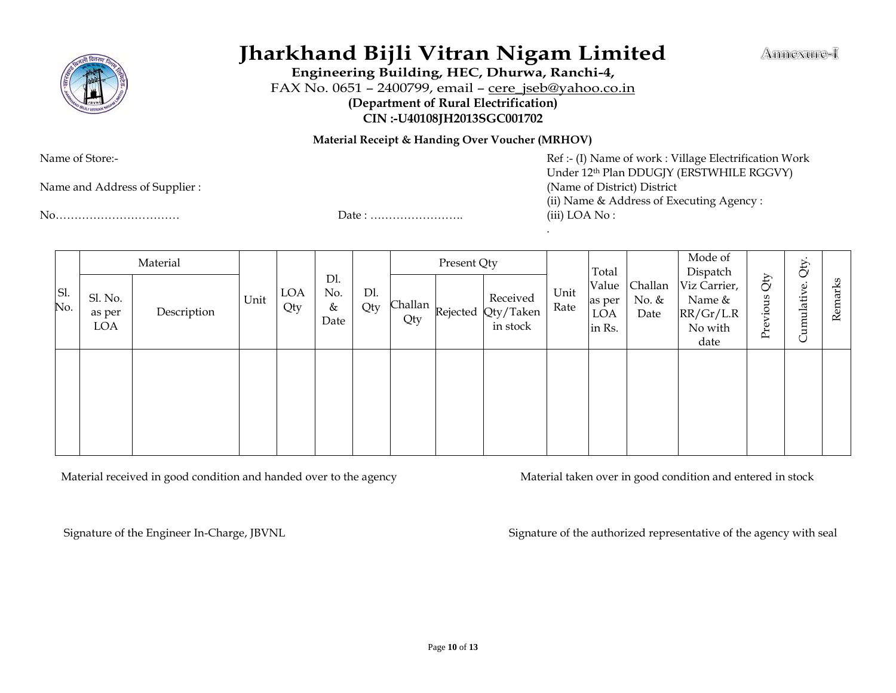Annexure-I

# Jharkhand Bijli Vitran Nigam Limited

**Engineering Building, HEC, Dhurwa, Ranchi-4,**

FAX No. 0651 – 2400799, email – cere_jseb@yahoo.co.in

**(Department of Rural Electrification)**

**CIN :-U40108JH2013SGC001702**

**Material Receipt & Handing Over Voucher (MRHOV)**

Name of Store:-

Name and Address of Supplier :

No……………………………  Date : …………………….

Ref :- (I) Name of work : Village Electrification Work Under 12th Plan DDUGJY (ERSTWHILE RGGVY) (Name of District) District
(ii) Name & Address of Executing Agency :
(iii) LOA No :

| Sl. No. | Material | | Unit | LOA Qty | Dl. No. & Date | Dl. Qty | Present Qty | | | Unit Rate | Total Value as per LOA in Rs. | Challan No. & Date | Mode of Dispatch Viz Carrier, Name & RR/Gr/L.R No with date | Previous Qty | Cumulative. Qty. | Remarks |
|---|---|---|---|---|---|---|---|---|---|---|---|---|---|---|---|---|
| | Sl. No. as per LOA | Description | | | | | Challan Qty | Rejected | Received Qty/Taken in stock | | | | | | | |
| | | | | | | | | | | | | | | | | |

Material received in good condition and handed over to the agency

Material taken over in good condition and entered in stock

Signature of the Engineer In-Charge, JBVNL

Signature of the authorized representative of the agency with seal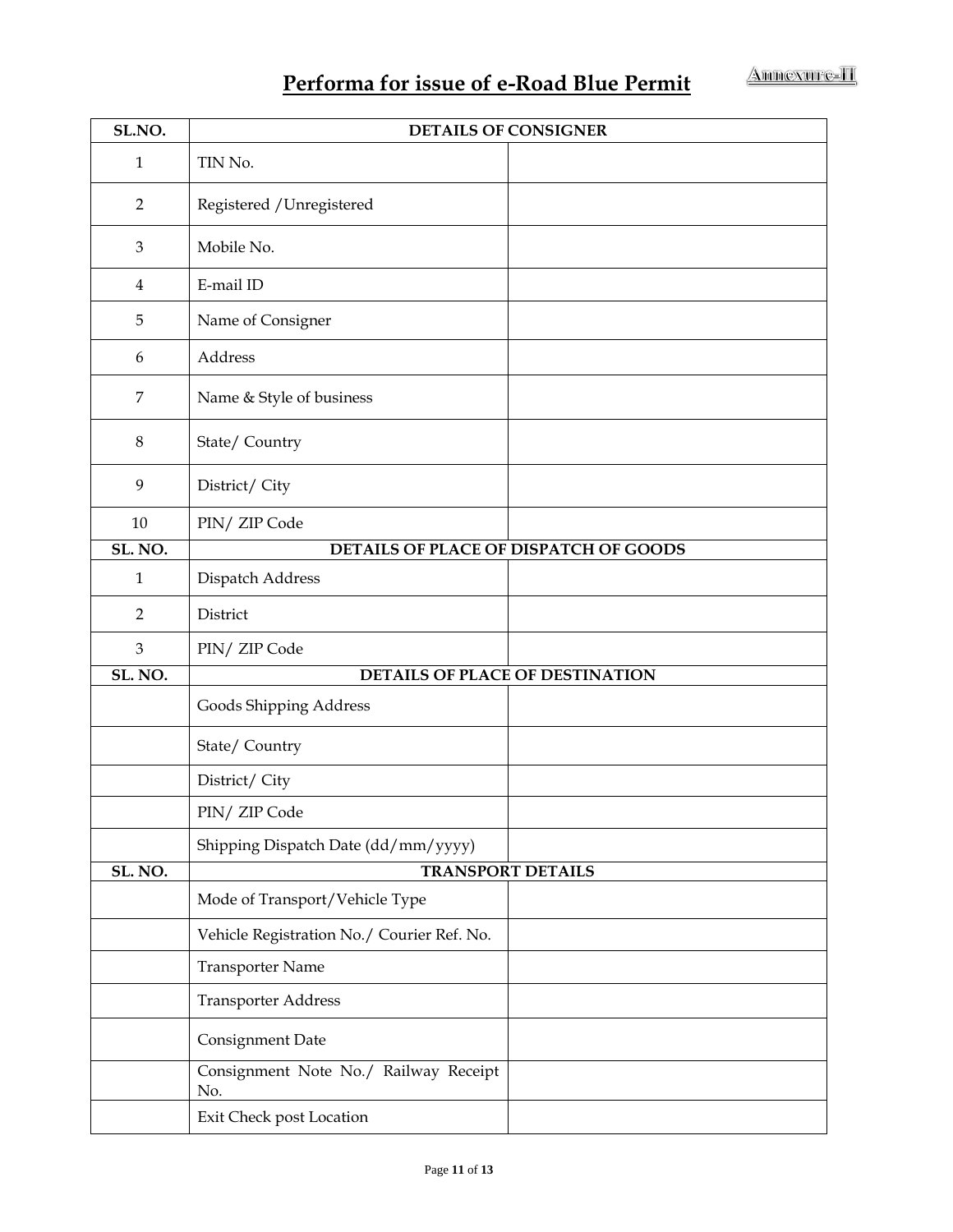Annexure-II

# Performa for issue of e-Road Blue Permit

| SL.NO. | DETAILS OF CONSIGNER | |
|---|---|---|
| 1 | TIN No. | |
| 2 | Registered /Unregistered | |
| 3 | Mobile No. | |
| 4 | E-mail ID | |
| 5 | Name of Consigner | |
| 6 | Address | |
| 7 | Name & Style of business | |
| 8 | State/ Country | |
| 9 | District/ City | |
| 10 | PIN/ ZIP Code | |
| **SL. NO.** | **DETAILS OF PLACE OF DISPATCH OF GOODS** | |
| 1 | Dispatch Address | |
| 2 | District | |
| 3 | PIN/ ZIP Code | |
| **SL. NO.** | **DETAILS OF PLACE OF DESTINATION** | |
| | Goods Shipping Address | |
| | State/ Country | |
| | District/ City | |
| | PIN/ ZIP Code | |
| | Shipping Dispatch Date (dd/mm/yyyy) | |
| **SL. NO.** | **TRANSPORT DETAILS** | |
| | Mode of Transport/Vehicle Type | |
| | Vehicle Registration No./ Courier Ref. No. | |
| | Transporter Name | |
| | Transporter Address | |
| | Consignment Date | |
| | Consignment Note No./ Railway Receipt No. | |
| | Exit Check post Location | |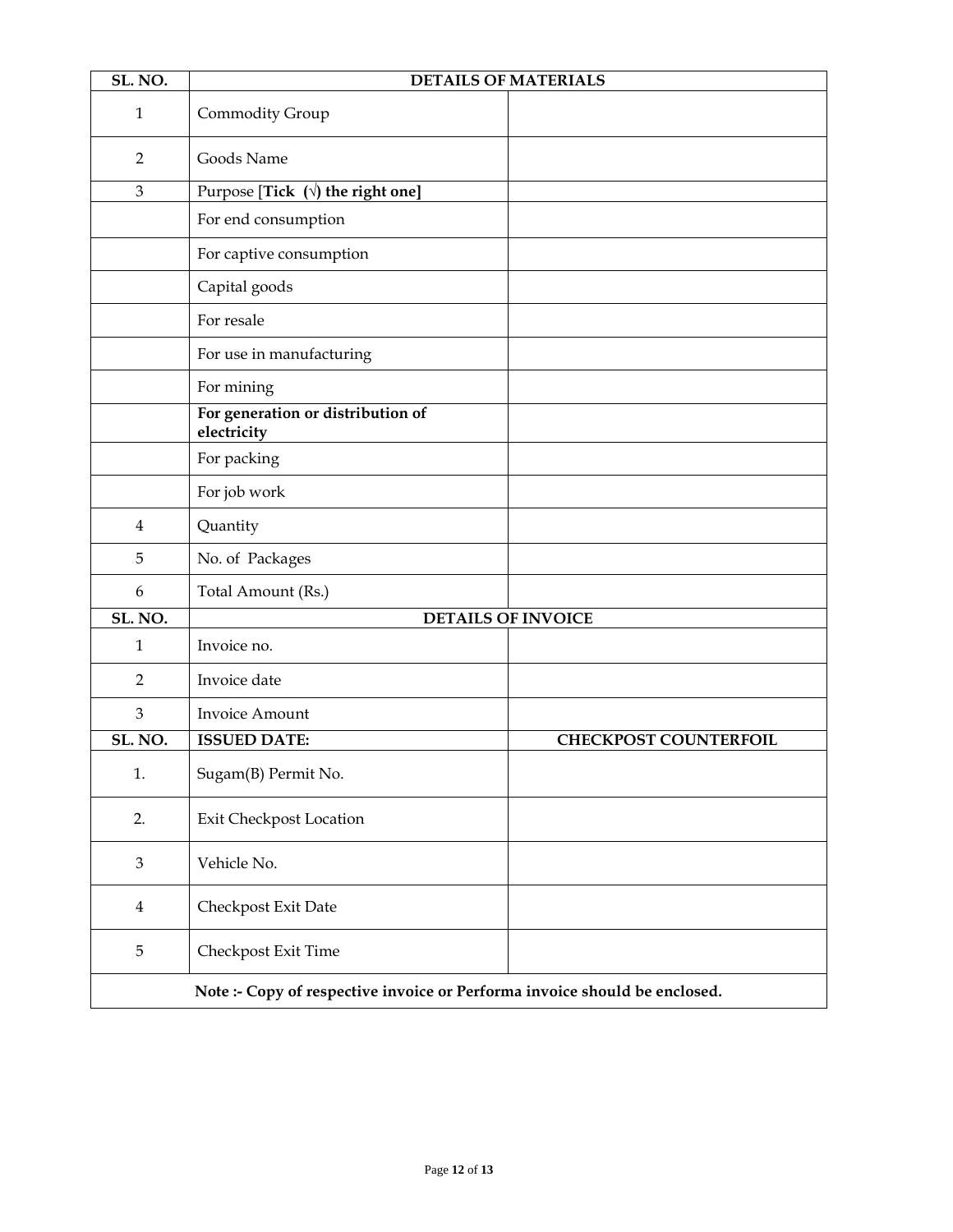| SL. NO. | DETAILS OF MATERIALS | |
|---|---|---|
| 1 | Commodity Group | |
| 2 | Goods Name | |
| 3 | Purpose [**Tick (√) the right one]** | |
| | For end consumption | |
| | For captive consumption | |
| | Capital goods | |
| | For resale | |
| | For use in manufacturing | |
| | For mining | |
| | **For generation or distribution of electricity** | |
| | For packing | |
| | For job work | |
| 4 | Quantity | |
| 5 | No. of Packages | |
| 6 | Total Amount (Rs.) | |
| **SL. NO.** | **DETAILS OF INVOICE** | |
| 1 | Invoice no. | |
| 2 | Invoice date | |
| 3 | Invoice Amount | |
| **SL. NO.** | **ISSUED DATE:** | **CHECKPOST COUNTERFOIL** |
| 1. | Sugam(B) Permit No. | |
| 2. | Exit Checkpost Location | |
| 3 | Vehicle No. | |
| 4 | Checkpost Exit Date | |
| 5 | Checkpost Exit Time | |
| **Note :- Copy of respective invoice or Performa invoice should be enclosed.** | | |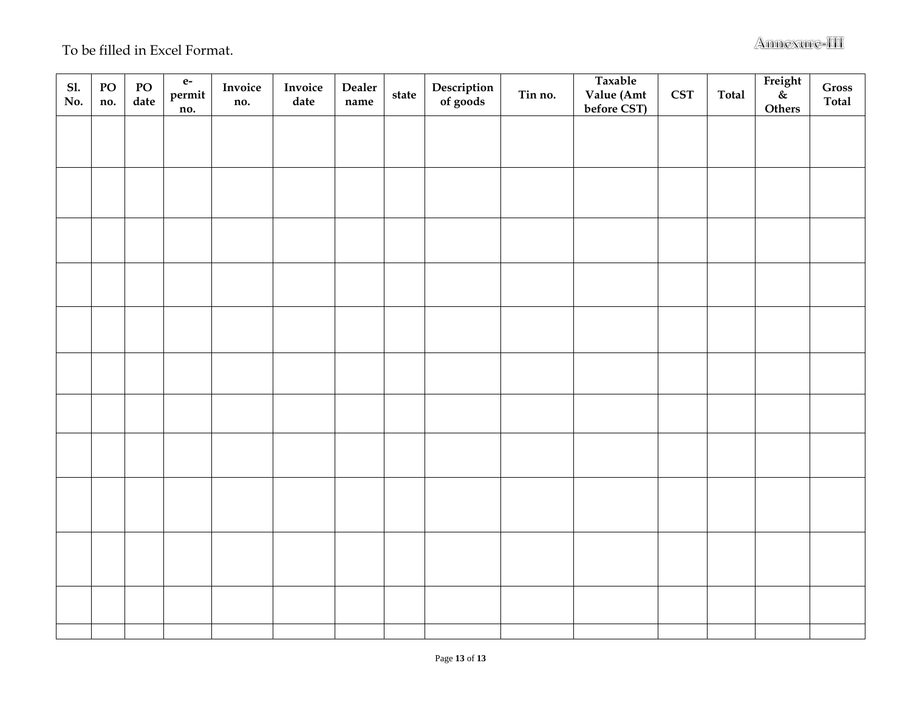To be filled in Excel Format.

Annexure-III

| Sl. No. | PO no. | PO date | e-permit no. | Invoice no. | Invoice date | Dealer name | state | Description of goods | Tin no. | Taxable Value (Amt before CST) | CST | Total | Freight & Others | Gross Total |
|---|---|---|---|---|---|---|---|---|---|---|---|---|---|---|
| | | | | | | | | | | | | | | |
| | | | | | | | | | | | | | | |
| | | | | | | | | | | | | | | |
| | | | | | | | | | | | | | | |
| | | | | | | | | | | | | | | |
| | | | | | | | | | | | | | | |
| | | | | | | | | | | | | | | |
| | | | | | | | | | | | | | | |
| | | | | | | | | | | | | | | |
| | | | | | | | | | | | | | | |
| | | | | | | | | | | | | | | |
| | | | | | | | | | | | | | | |